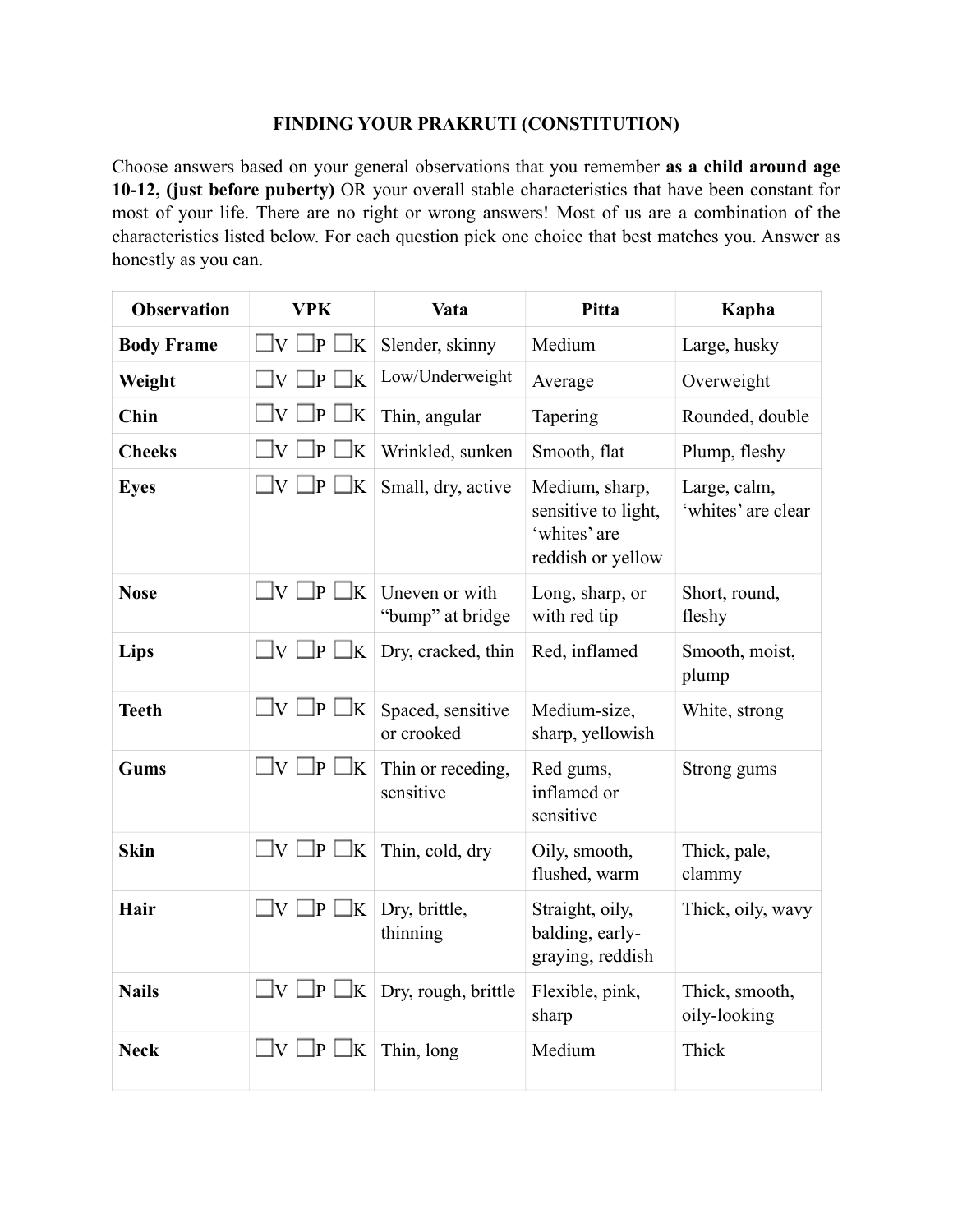# FINDING YOUR PRAKRUTI (CONSTITUTION)

Choose answers based on your general observations that you remember **as a child around age 10-12, (just before puberty)** OR your overall stable characteristics that have been constant for most of your life. There are no right or wrong answers! Most of us are a combination of the characteristics listed below. For each question pick one choice that best matches you. Answer as honestly as you can.

| Observation | VPK | Vata | Pitta | Kapha |
|---|---|---|---|---|
| **Body Frame** | ❑V ❑P ❑K | Slender, skinny | Medium | Large, husky |
| **Weight** | ❑V ❑P ❑K | Low/Underweight | Average | Overweight |
| **Chin** | ❑V ❑P ❑K | Thin, angular | Tapering | Rounded, double |
| **Cheeks** | ❑V ❑P ❑K | Wrinkled, sunken | Smooth, flat | Plump, fleshy |
| **Eyes** | ❑V ❑P ❑K | Small, dry, active | Medium, sharp, sensitive to light, 'whites' are reddish or yellow | Large, calm, 'whites' are clear |
| **Nose** | ❑V ❑P ❑K | Uneven or with "bump" at bridge | Long, sharp, or with red tip | Short, round, fleshy |
| **Lips** | ❑V ❑P ❑K | Dry, cracked, thin | Red, inflamed | Smooth, moist, plump |
| **Teeth** | ❑V ❑P ❑K | Spaced, sensitive or crooked | Medium-size, sharp, yellowish | White, strong |
| **Gums** | ❑V ❑P ❑K | Thin or receding, sensitive | Red gums, inflamed or sensitive | Strong gums |
| **Skin** | ❑V ❑P ❑K | Thin, cold, dry | Oily, smooth, flushed, warm | Thick, pale, clammy |
| **Hair** | ❑V ❑P ❑K | Dry, brittle, thinning | Straight, oily, balding, early-graying, reddish | Thick, oily, wavy |
| **Nails** | ❑V ❑P ❑K | Dry, rough, brittle | Flexible, pink, sharp | Thick, smooth, oily-looking |
| **Neck** | ❑V ❑P ❑K | Thin, long | Medium | Thick |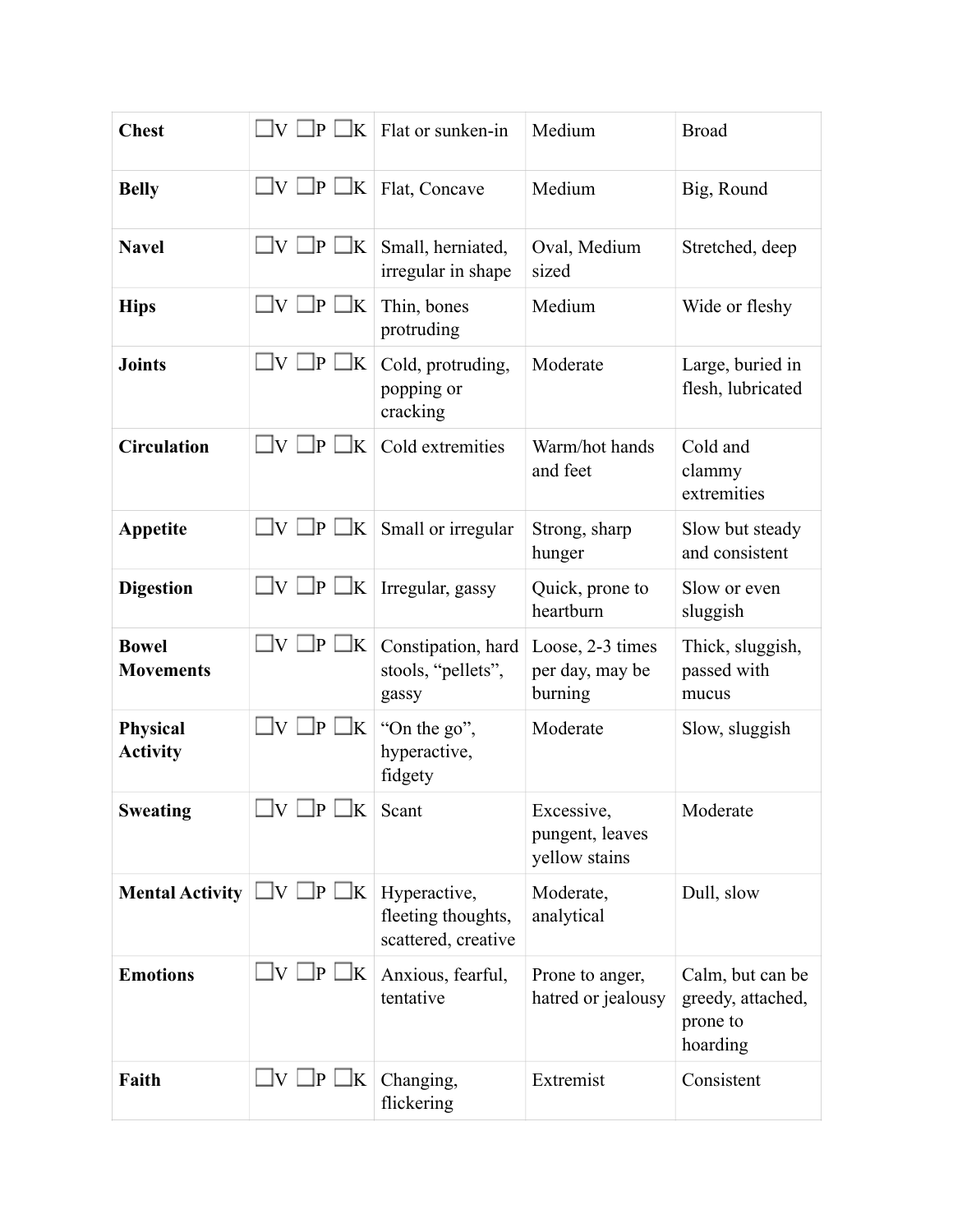| | | | | |
|---|---|---|---|---|
| **Chest** | ☐V ☐P ☐K | Flat or sunken-in | Medium | Broad |
| **Belly** | ☐V ☐P ☐K | Flat, Concave | Medium | Big, Round |
| **Navel** | ☐V ☐P ☐K | Small, herniated, irregular in shape | Oval, Medium sized | Stretched, deep |
| **Hips** | ☐V ☐P ☐K | Thin, bones protruding | Medium | Wide or fleshy |
| **Joints** | ☐V ☐P ☐K | Cold, protruding, popping or cracking | Moderate | Large, buried in flesh, lubricated |
| **Circulation** | ☐V ☐P ☐K | Cold extremities | Warm/hot hands and feet | Cold and clammy extremities |
| **Appetite** | ☐V ☐P ☐K | Small or irregular | Strong, sharp hunger | Slow but steady and consistent |
| **Digestion** | ☐V ☐P ☐K | Irregular, gassy | Quick, prone to heartburn | Slow or even sluggish |
| **Bowel Movements** | ☐V ☐P ☐K | Constipation, hard stools, "pellets", gassy | Loose, 2-3 times per day, may be burning | Thick, sluggish, passed with mucus |
| **Physical Activity** | ☐V ☐P ☐K | "On the go", hyperactive, fidgety | Moderate | Slow, sluggish |
| **Sweating** | ☐V ☐P ☐K | Scant | Excessive, pungent, leaves yellow stains | Moderate |
| **Mental Activity** | ☐V ☐P ☐K | Hyperactive, fleeting thoughts, scattered, creative | Moderate, analytical | Dull, slow |
| **Emotions** | ☐V ☐P ☐K | Anxious, fearful, tentative | Prone to anger, hatred or jealousy | Calm, but can be greedy, attached, prone to hoarding |
| **Faith** | ☐V ☐P ☐K | Changing, flickering | Extremist | Consistent |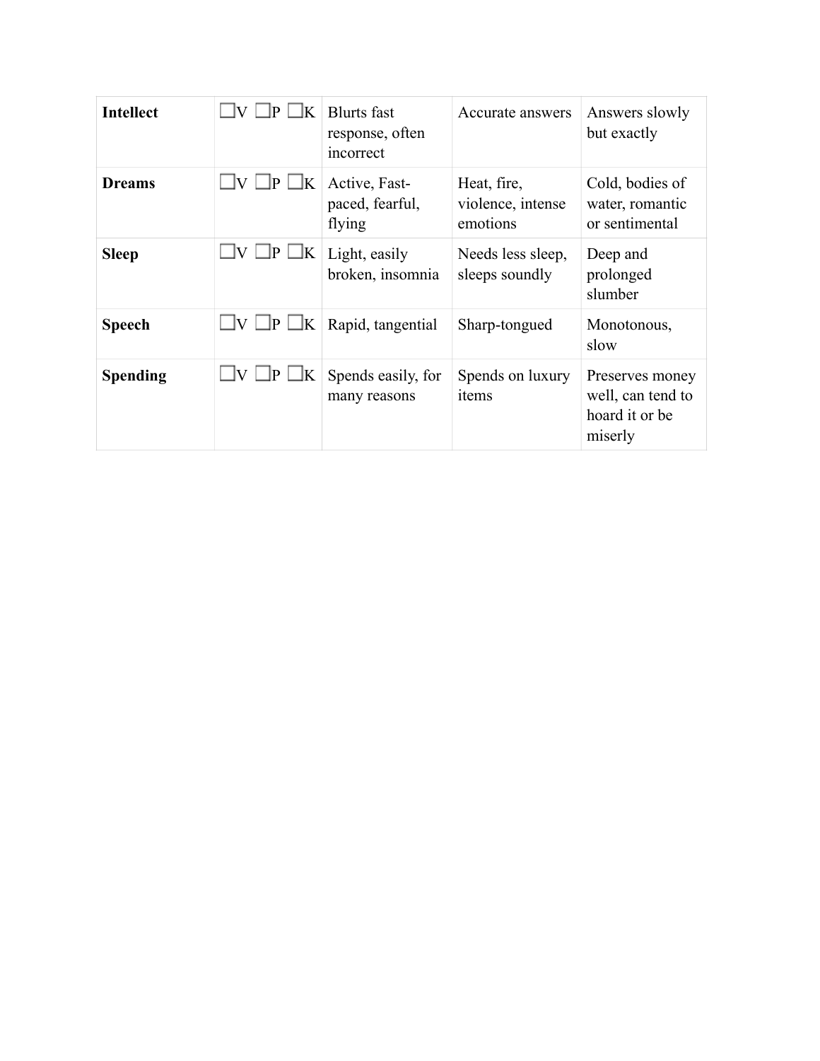| | | | | |
|---|---|---|---|---|
| **Intellect** | ☐V ☐P ☐K | Blurts fast response, often incorrect | Accurate answers | Answers slowly but exactly |
| **Dreams** | ☐V ☐P ☐K | Active, Fast-paced, fearful, flying | Heat, fire, violence, intense emotions | Cold, bodies of water, romantic or sentimental |
| **Sleep** | ☐V ☐P ☐K | Light, easily broken, insomnia | Needs less sleep, sleeps soundly | Deep and prolonged slumber |
| **Speech** | ☐V ☐P ☐K | Rapid, tangential | Sharp-tongued | Monotonous, slow |
| **Spending** | ☐V ☐P ☐K | Spends easily, for many reasons | Spends on luxury items | Preserves money well, can tend to hoard it or be miserly |